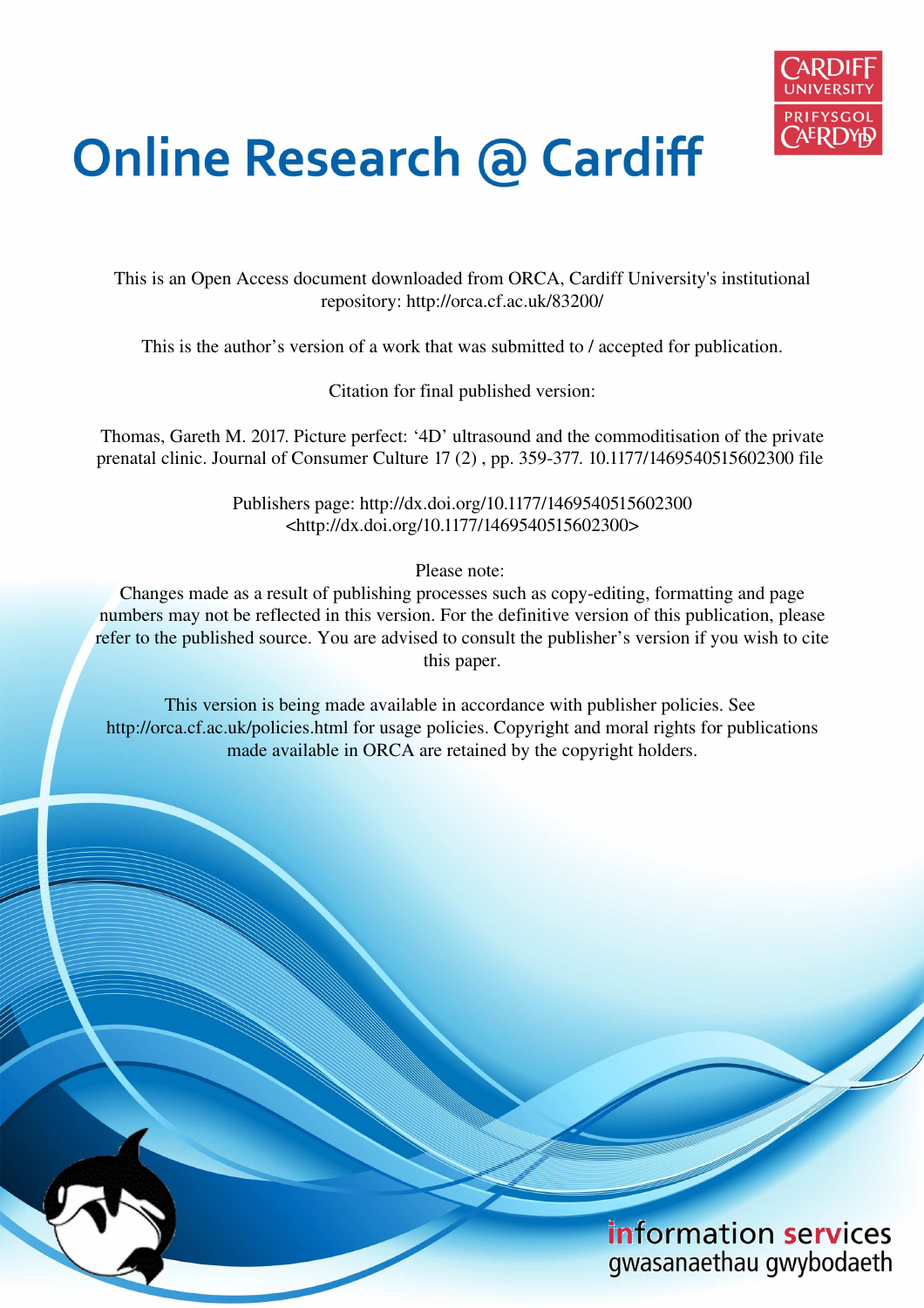# Online Research @ Cardiff

This is an Open Access document downloaded from ORCA, Cardiff University's institutional repository: http://orca.cf.ac.uk/83200/

This is the author's version of a work that was submitted to / accepted for publication.

Citation for final published version:

Thomas, Gareth M. 2017. Picture perfect: '4D' ultrasound and the commoditisation of the private prenatal clinic. Journal of Consumer Culture 17 (2) , pp. 359-377. 10.1177/1469540515602300 file

Publishers page: http://dx.doi.org/10.1177/1469540515602300 <http://dx.doi.org/10.1177/1469540515602300>

Please note:
Changes made as a result of publishing processes such as copy-editing, formatting and page numbers may not be reflected in this version. For the definitive version of this publication, please refer to the published source. You are advised to consult the publisher's version if you wish to cite this paper.

This version is being made available in accordance with publisher policies. See http://orca.cf.ac.uk/policies.html for usage policies. Copyright and moral rights for publications made available in ORCA are retained by the copyright holders.

information services
gwasanaethau gwybodaeth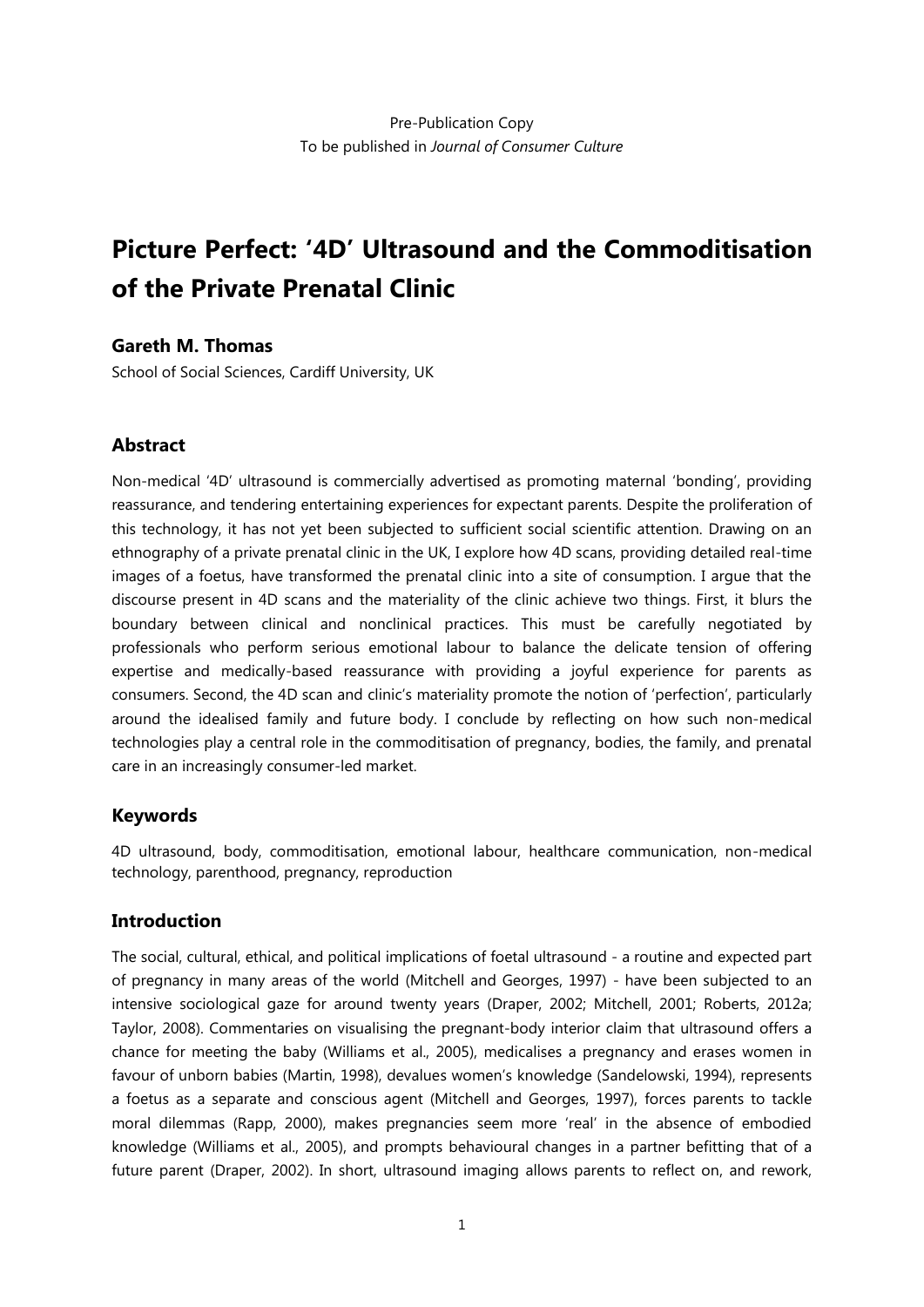Pre-Publication Copy
To be published in *Journal of Consumer Culture*

# Picture Perfect: '4D' Ultrasound and the Commoditisation of the Private Prenatal Clinic

**Gareth M. Thomas**

School of Social Sciences, Cardiff University, UK

## Abstract

Non-medical '4D' ultrasound is commercially advertised as promoting maternal 'bonding', providing reassurance, and tendering entertaining experiences for expectant parents. Despite the proliferation of this technology, it has not yet been subjected to sufficient social scientific attention. Drawing on an ethnography of a private prenatal clinic in the UK, I explore how 4D scans, providing detailed real-time images of a foetus, have transformed the prenatal clinic into a site of consumption. I argue that the discourse present in 4D scans and the materiality of the clinic achieve two things. First, it blurs the boundary between clinical and nonclinical practices. This must be carefully negotiated by professionals who perform serious emotional labour to balance the delicate tension of offering expertise and medically-based reassurance with providing a joyful experience for parents as consumers. Second, the 4D scan and clinic's materiality promote the notion of 'perfection', particularly around the idealised family and future body. I conclude by reflecting on how such non-medical technologies play a central role in the commoditisation of pregnancy, bodies, the family, and prenatal care in an increasingly consumer-led market.

## Keywords

4D ultrasound, body, commoditisation, emotional labour, healthcare communication, non-medical technology, parenthood, pregnancy, reproduction

## Introduction

The social, cultural, ethical, and political implications of foetal ultrasound - a routine and expected part of pregnancy in many areas of the world (Mitchell and Georges, 1997) - have been subjected to an intensive sociological gaze for around twenty years (Draper, 2002; Mitchell, 2001; Roberts, 2012a; Taylor, 2008). Commentaries on visualising the pregnant-body interior claim that ultrasound offers a chance for meeting the baby (Williams et al., 2005), medicalises a pregnancy and erases women in favour of unborn babies (Martin, 1998), devalues women's knowledge (Sandelowski, 1994), represents a foetus as a separate and conscious agent (Mitchell and Georges, 1997), forces parents to tackle moral dilemmas (Rapp, 2000), makes pregnancies seem more 'real' in the absence of embodied knowledge (Williams et al., 2005), and prompts behavioural changes in a partner befitting that of a future parent (Draper, 2002). In short, ultrasound imaging allows parents to reflect on, and rework,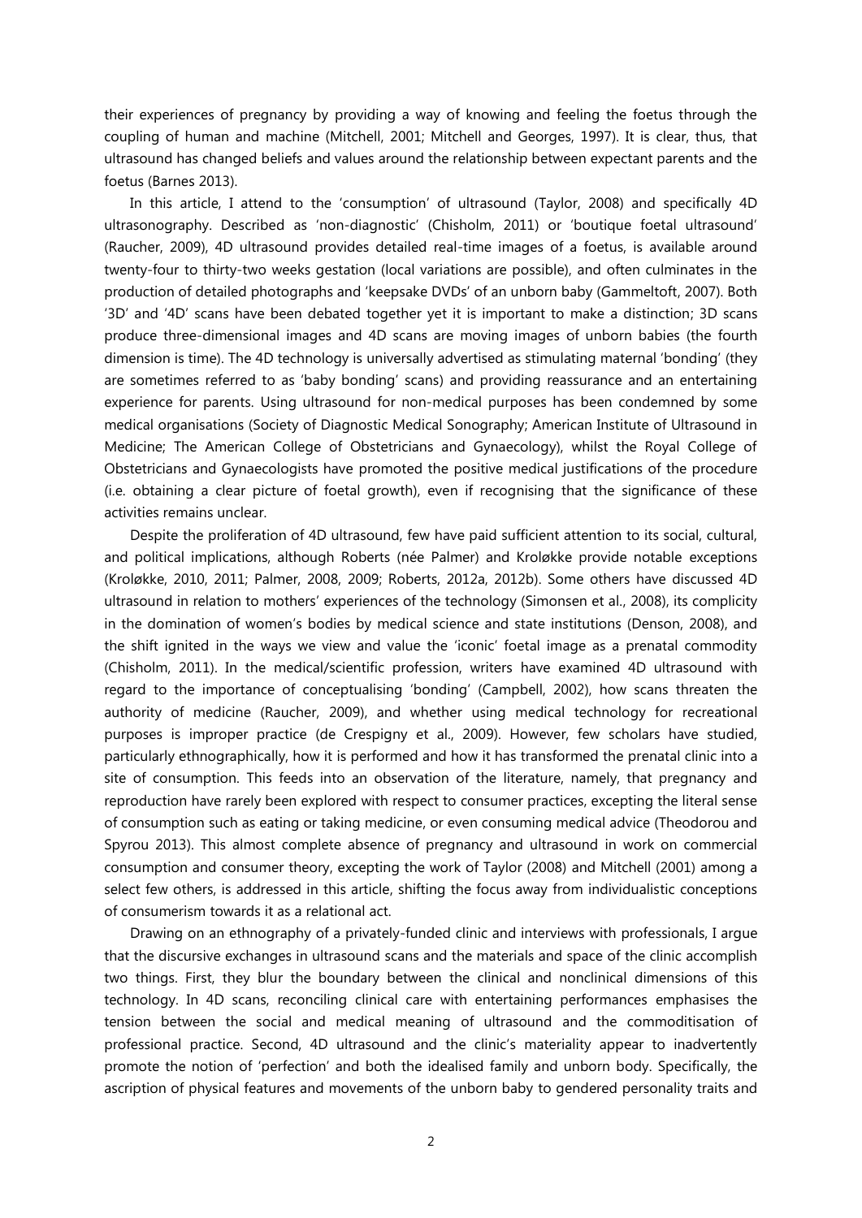their experiences of pregnancy by providing a way of knowing and feeling the foetus through the coupling of human and machine (Mitchell, 2001; Mitchell and Georges, 1997). It is clear, thus, that ultrasound has changed beliefs and values around the relationship between expectant parents and the foetus (Barnes 2013).

In this article, I attend to the 'consumption' of ultrasound (Taylor, 2008) and specifically 4D ultrasonography. Described as 'non-diagnostic' (Chisholm, 2011) or 'boutique foetal ultrasound' (Raucher, 2009), 4D ultrasound provides detailed real-time images of a foetus, is available around twenty-four to thirty-two weeks gestation (local variations are possible), and often culminates in the production of detailed photographs and 'keepsake DVDs' of an unborn baby (Gammeltoft, 2007). Both '3D' and '4D' scans have been debated together yet it is important to make a distinction; 3D scans produce three-dimensional images and 4D scans are moving images of unborn babies (the fourth dimension is time). The 4D technology is universally advertised as stimulating maternal 'bonding' (they are sometimes referred to as 'baby bonding' scans) and providing reassurance and an entertaining experience for parents. Using ultrasound for non-medical purposes has been condemned by some medical organisations (Society of Diagnostic Medical Sonography; American Institute of Ultrasound in Medicine; The American College of Obstetricians and Gynaecology), whilst the Royal College of Obstetricians and Gynaecologists have promoted the positive medical justifications of the procedure (i.e. obtaining a clear picture of foetal growth), even if recognising that the significance of these activities remains unclear.

Despite the proliferation of 4D ultrasound, few have paid sufficient attention to its social, cultural, and political implications, although Roberts (née Palmer) and Kroløkke provide notable exceptions (Kroløkke, 2010, 2011; Palmer, 2008, 2009; Roberts, 2012a, 2012b). Some others have discussed 4D ultrasound in relation to mothers' experiences of the technology (Simonsen et al., 2008), its complicity in the domination of women's bodies by medical science and state institutions (Denson, 2008), and the shift ignited in the ways we view and value the 'iconic' foetal image as a prenatal commodity (Chisholm, 2011). In the medical/scientific profession, writers have examined 4D ultrasound with regard to the importance of conceptualising 'bonding' (Campbell, 2002), how scans threaten the authority of medicine (Raucher, 2009), and whether using medical technology for recreational purposes is improper practice (de Crespigny et al., 2009). However, few scholars have studied, particularly ethnographically, how it is performed and how it has transformed the prenatal clinic into a site of consumption. This feeds into an observation of the literature, namely, that pregnancy and reproduction have rarely been explored with respect to consumer practices, excepting the literal sense of consumption such as eating or taking medicine, or even consuming medical advice (Theodorou and Spyrou 2013). This almost complete absence of pregnancy and ultrasound in work on commercial consumption and consumer theory, excepting the work of Taylor (2008) and Mitchell (2001) among a select few others, is addressed in this article, shifting the focus away from individualistic conceptions of consumerism towards it as a relational act.

Drawing on an ethnography of a privately-funded clinic and interviews with professionals, I argue that the discursive exchanges in ultrasound scans and the materials and space of the clinic accomplish two things. First, they blur the boundary between the clinical and nonclinical dimensions of this technology. In 4D scans, reconciling clinical care with entertaining performances emphasises the tension between the social and medical meaning of ultrasound and the commoditisation of professional practice. Second, 4D ultrasound and the clinic's materiality appear to inadvertently promote the notion of 'perfection' and both the idealised family and unborn body. Specifically, the ascription of physical features and movements of the unborn baby to gendered personality traits and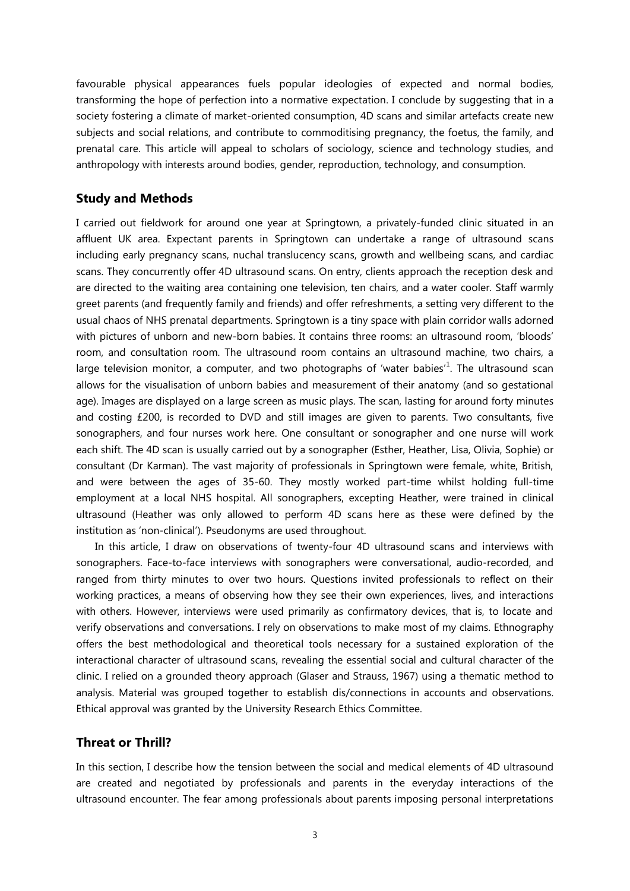favourable physical appearances fuels popular ideologies of expected and normal bodies, transforming the hope of perfection into a normative expectation. I conclude by suggesting that in a society fostering a climate of market-oriented consumption, 4D scans and similar artefacts create new subjects and social relations, and contribute to commoditising pregnancy, the foetus, the family, and prenatal care. This article will appeal to scholars of sociology, science and technology studies, and anthropology with interests around bodies, gender, reproduction, technology, and consumption.

## Study and Methods

I carried out fieldwork for around one year at Springtown, a privately-funded clinic situated in an affluent UK area. Expectant parents in Springtown can undertake a range of ultrasound scans including early pregnancy scans, nuchal translucency scans, growth and wellbeing scans, and cardiac scans. They concurrently offer 4D ultrasound scans. On entry, clients approach the reception desk and are directed to the waiting area containing one television, ten chairs, and a water cooler. Staff warmly greet parents (and frequently family and friends) and offer refreshments, a setting very different to the usual chaos of NHS prenatal departments. Springtown is a tiny space with plain corridor walls adorned with pictures of unborn and new-born babies. It contains three rooms: an ultrasound room, 'bloods' room, and consultation room. The ultrasound room contains an ultrasound machine, two chairs, a large television monitor, a computer, and two photographs of 'water babies'[1]. The ultrasound scan allows for the visualisation of unborn babies and measurement of their anatomy (and so gestational age). Images are displayed on a large screen as music plays. The scan, lasting for around forty minutes and costing £200, is recorded to DVD and still images are given to parents. Two consultants, five sonographers, and four nurses work here. One consultant or sonographer and one nurse will work each shift. The 4D scan is usually carried out by a sonographer (Esther, Heather, Lisa, Olivia, Sophie) or consultant (Dr Karman). The vast majority of professionals in Springtown were female, white, British, and were between the ages of 35-60. They mostly worked part-time whilst holding full-time employment at a local NHS hospital. All sonographers, excepting Heather, were trained in clinical ultrasound (Heather was only allowed to perform 4D scans here as these were defined by the institution as 'non-clinical'). Pseudonyms are used throughout.

In this article, I draw on observations of twenty-four 4D ultrasound scans and interviews with sonographers. Face-to-face interviews with sonographers were conversational, audio-recorded, and ranged from thirty minutes to over two hours. Questions invited professionals to reflect on their working practices, a means of observing how they see their own experiences, lives, and interactions with others. However, interviews were used primarily as confirmatory devices, that is, to locate and verify observations and conversations. I rely on observations to make most of my claims. Ethnography offers the best methodological and theoretical tools necessary for a sustained exploration of the interactional character of ultrasound scans, revealing the essential social and cultural character of the clinic. I relied on a grounded theory approach (Glaser and Strauss, 1967) using a thematic method to analysis. Material was grouped together to establish dis/connections in accounts and observations. Ethical approval was granted by the University Research Ethics Committee.

## Threat or Thrill?

In this section, I describe how the tension between the social and medical elements of 4D ultrasound are created and negotiated by professionals and parents in the everyday interactions of the ultrasound encounter. The fear among professionals about parents imposing personal interpretations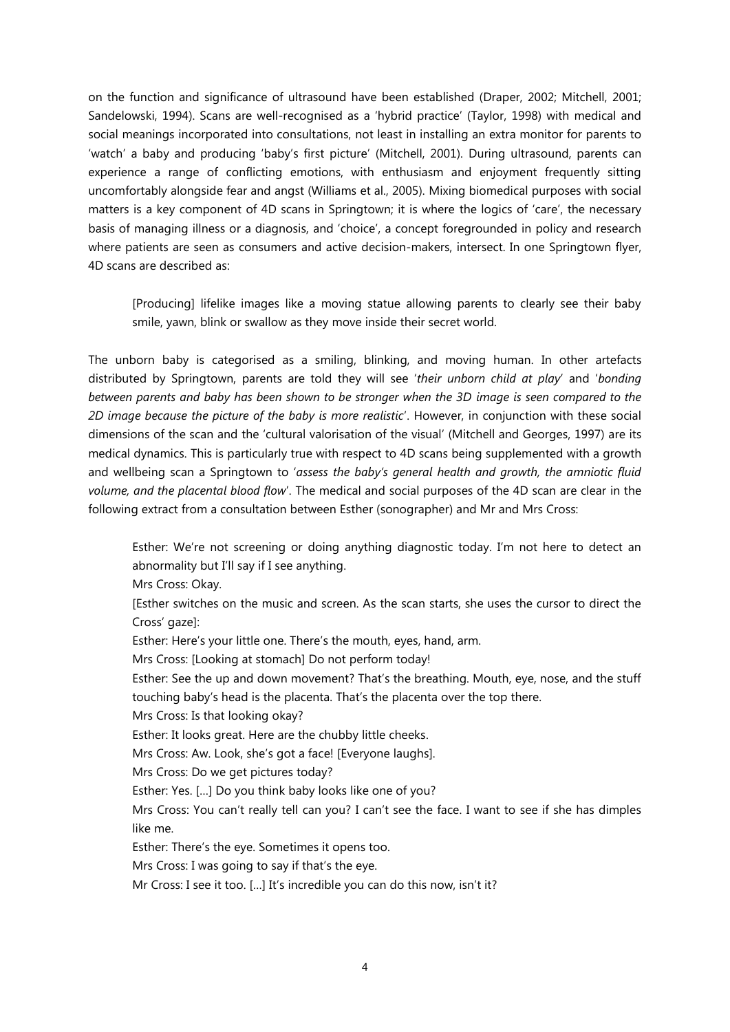on the function and significance of ultrasound have been established (Draper, 2002; Mitchell, 2001; Sandelowski, 1994). Scans are well-recognised as a 'hybrid practice' (Taylor, 1998) with medical and social meanings incorporated into consultations, not least in installing an extra monitor for parents to 'watch' a baby and producing 'baby's first picture' (Mitchell, 2001). During ultrasound, parents can experience a range of conflicting emotions, with enthusiasm and enjoyment frequently sitting uncomfortably alongside fear and angst (Williams et al., 2005). Mixing biomedical purposes with social matters is a key component of 4D scans in Springtown; it is where the logics of 'care', the necessary basis of managing illness or a diagnosis, and 'choice', a concept foregrounded in policy and research where patients are seen as consumers and active decision-makers, intersect. In one Springtown flyer, 4D scans are described as:

> [Producing] lifelike images like a moving statue allowing parents to clearly see their baby smile, yawn, blink or swallow as they move inside their secret world.

The unborn baby is categorised as a smiling, blinking, and moving human. In other artefacts distributed by Springtown, parents are told they will see '*their unborn child at play*' and '*bonding between parents and baby has been shown to be stronger when the 3D image is seen compared to the 2D image because the picture of the baby is more realistic*'. However, in conjunction with these social dimensions of the scan and the 'cultural valorisation of the visual' (Mitchell and Georges, 1997) are its medical dynamics. This is particularly true with respect to 4D scans being supplemented with a growth and wellbeing scan a Springtown to '*assess the baby's general health and growth, the amniotic fluid volume, and the placental blood flow*'. The medical and social purposes of the 4D scan are clear in the following extract from a consultation between Esther (sonographer) and Mr and Mrs Cross:

> Esther: We're not screening or doing anything diagnostic today. I'm not here to detect an abnormality but I'll say if I see anything.
>
> Mrs Cross: Okay.
>
> [Esther switches on the music and screen. As the scan starts, she uses the cursor to direct the Cross' gaze]:
>
> Esther: Here's your little one. There's the mouth, eyes, hand, arm.
>
> Mrs Cross: [Looking at stomach] Do not perform today!
>
> Esther: See the up and down movement? That's the breathing. Mouth, eye, nose, and the stuff touching baby's head is the placenta. That's the placenta over the top there.
>
> Mrs Cross: Is that looking okay?
>
> Esther: It looks great. Here are the chubby little cheeks.
>
> Mrs Cross: Aw. Look, she's got a face! [Everyone laughs].
>
> Mrs Cross: Do we get pictures today?
>
> Esther: Yes. [...] Do you think baby looks like one of you?
>
> Mrs Cross: You can't really tell can you? I can't see the face. I want to see if she has dimples like me.
>
> Esther: There's the eye. Sometimes it opens too.
>
> Mrs Cross: I was going to say if that's the eye.
>
> Mr Cross: I see it too. [...] It's incredible you can do this now, isn't it?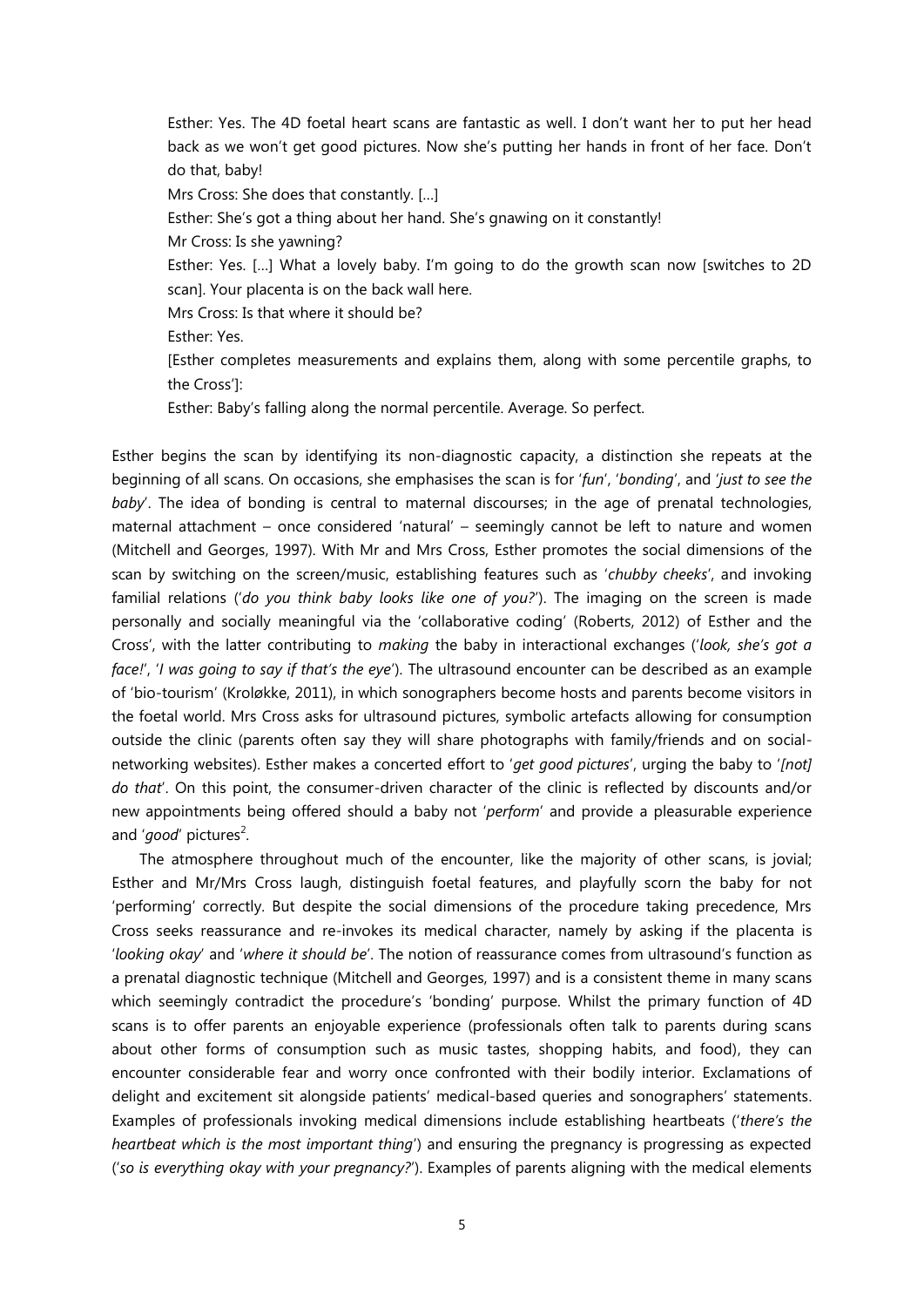> Esther: Yes. The 4D foetal heart scans are fantastic as well. I don't want her to put her head back as we won't get good pictures. Now she's putting her hands in front of her face. Don't do that, baby!
>
> Mrs Cross: She does that constantly. [...]
>
> Esther: She's got a thing about her hand. She's gnawing on it constantly!
>
> Mr Cross: Is she yawning?
>
> Esther: Yes. [...] What a lovely baby. I'm going to do the growth scan now [switches to 2D scan]. Your placenta is on the back wall here.
>
> Mrs Cross: Is that where it should be?
>
> Esther: Yes.
>
> [Esther completes measurements and explains them, along with some percentile graphs, to the Cross']:
>
> Esther: Baby's falling along the normal percentile. Average. So perfect.

Esther begins the scan by identifying its non-diagnostic capacity, a distinction she repeats at the beginning of all scans. On occasions, she emphasises the scan is for '*fun*', '*bonding*', and '*just to see the baby*'. The idea of bonding is central to maternal discourses; in the age of prenatal technologies, maternal attachment – once considered 'natural' – seemingly cannot be left to nature and women (Mitchell and Georges, 1997). With Mr and Mrs Cross, Esther promotes the social dimensions of the scan by switching on the screen/music, establishing features such as '*chubby cheeks*', and invoking familial relations ('*do you think baby looks like one of you?*'). The imaging on the screen is made personally and socially meaningful via the 'collaborative coding' (Roberts, 2012) of Esther and the Cross', with the latter contributing to *making* the baby in interactional exchanges ('*look, she's got a face!*', '*I was going to say if that's the eye*'). The ultrasound encounter can be described as an example of 'bio-tourism' (Kroløkke, 2011), in which sonographers become hosts and parents become visitors in the foetal world. Mrs Cross asks for ultrasound pictures, symbolic artefacts allowing for consumption outside the clinic (parents often say they will share photographs with family/friends and on social-networking websites). Esther makes a concerted effort to '*get good pictures*', urging the baby to '*[not] do that*'. On this point, the consumer-driven character of the clinic is reflected by discounts and/or new appointments being offered should a baby not '*perform*' and provide a pleasurable experience and '*good*' pictures[2].

The atmosphere throughout much of the encounter, like the majority of other scans, is jovial; Esther and Mr/Mrs Cross laugh, distinguish foetal features, and playfully scorn the baby for not 'performing' correctly. But despite the social dimensions of the procedure taking precedence, Mrs Cross seeks reassurance and re-invokes its medical character, namely by asking if the placenta is '*looking okay*' and '*where it should be*'. The notion of reassurance comes from ultrasound's function as a prenatal diagnostic technique (Mitchell and Georges, 1997) and is a consistent theme in many scans which seemingly contradict the procedure's 'bonding' purpose. Whilst the primary function of 4D scans is to offer parents an enjoyable experience (professionals often talk to parents during scans about other forms of consumption such as music tastes, shopping habits, and food), they can encounter considerable fear and worry once confronted with their bodily interior. Exclamations of delight and excitement sit alongside patients' medical-based queries and sonographers' statements. Examples of professionals invoking medical dimensions include establishing heartbeats ('*there's the heartbeat which is the most important thing*') and ensuring the pregnancy is progressing as expected ('*so is everything okay with your pregnancy?*'). Examples of parents aligning with the medical elements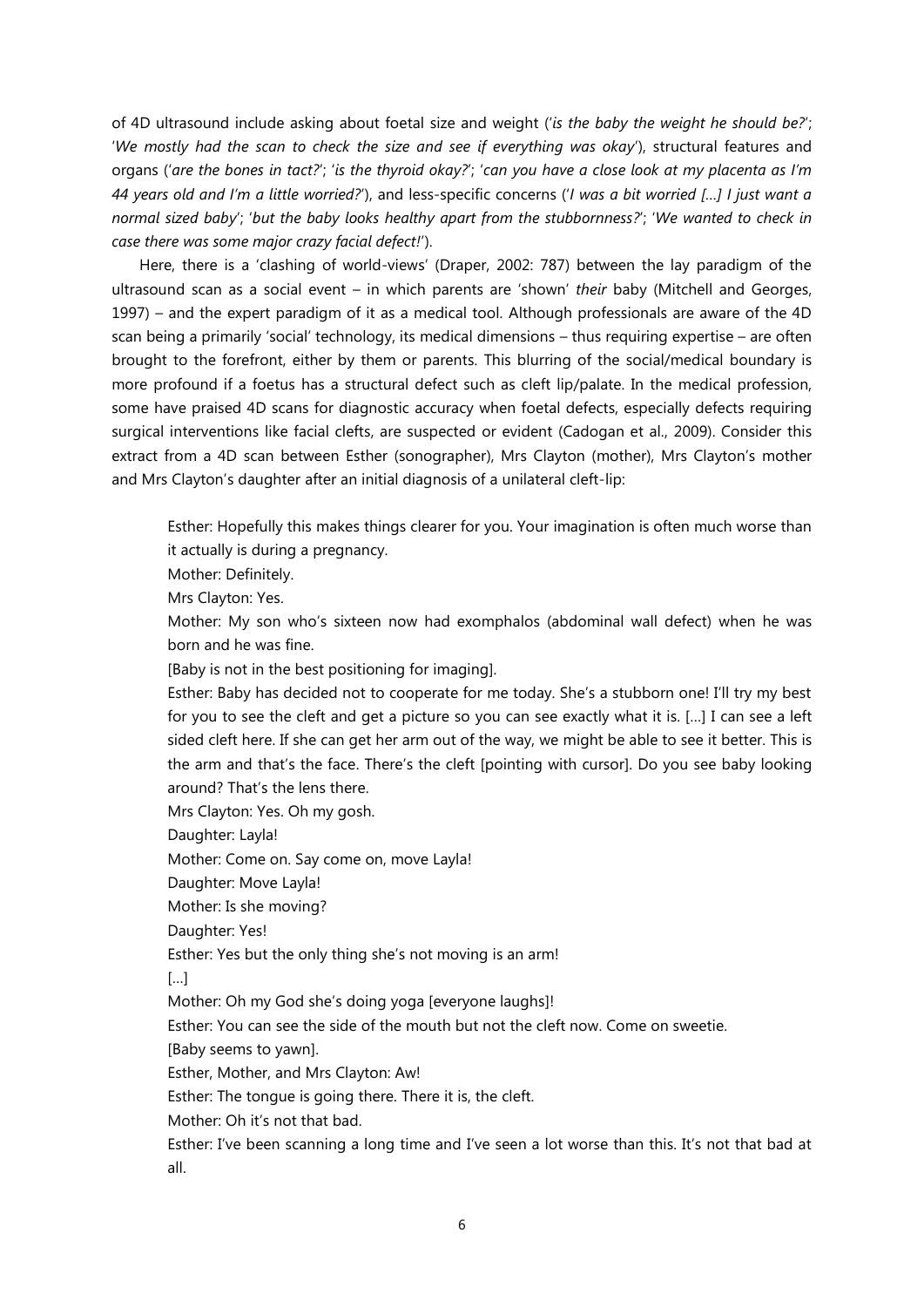of 4D ultrasound include asking about foetal size and weight ('*is the baby the weight he should be?*'; '*We mostly had the scan to check the size and see if everything was okay*'), structural features and organs ('*are the bones in tact?*'; '*is the thyroid okay?*'; '*can you have a close look at my placenta as I'm 44 years old and I'm a little worried?*'), and less-specific concerns ('*I was a bit worried […] I just want a normal sized baby*'; '*but the baby looks healthy apart from the stubbornness?*'; '*We wanted to check in case there was some major crazy facial defect!*').

Here, there is a 'clashing of world-views' (Draper, 2002: 787) between the lay paradigm of the ultrasound scan as a social event – in which parents are 'shown' *their* baby (Mitchell and Georges, 1997) – and the expert paradigm of it as a medical tool. Although professionals are aware of the 4D scan being a primarily 'social' technology, its medical dimensions – thus requiring expertise – are often brought to the forefront, either by them or parents. This blurring of the social/medical boundary is more profound if a foetus has a structural defect such as cleft lip/palate. In the medical profession, some have praised 4D scans for diagnostic accuracy when foetal defects, especially defects requiring surgical interventions like facial clefts, are suspected or evident (Cadogan et al., 2009). Consider this extract from a 4D scan between Esther (sonographer), Mrs Clayton (mother), Mrs Clayton's mother and Mrs Clayton's daughter after an initial diagnosis of a unilateral cleft-lip:

> Esther: Hopefully this makes things clearer for you. Your imagination is often much worse than it actually is during a pregnancy.
>
> Mother: Definitely.
>
> Mrs Clayton: Yes.
>
> Mother: My son who's sixteen now had exomphalos (abdominal wall defect) when he was born and he was fine.
>
> [Baby is not in the best positioning for imaging].
>
> Esther: Baby has decided not to cooperate for me today. She's a stubborn one! I'll try my best for you to see the cleft and get a picture so you can see exactly what it is. […] I can see a left sided cleft here. If she can get her arm out of the way, we might be able to see it better. This is the arm and that's the face. There's the cleft [pointing with cursor]. Do you see baby looking around? That's the lens there.
>
> Mrs Clayton: Yes. Oh my gosh.
>
> Daughter: Layla!
>
> Mother: Come on. Say come on, move Layla!
>
> Daughter: Move Layla!
>
> Mother: Is she moving?
>
> Daughter: Yes!
>
> Esther: Yes but the only thing she's not moving is an arm!
>
> […]
>
> Mother: Oh my God she's doing yoga [everyone laughs]!
>
> Esther: You can see the side of the mouth but not the cleft now. Come on sweetie.
>
> [Baby seems to yawn].
>
> Esther, Mother, and Mrs Clayton: Aw!
>
> Esther: The tongue is going there. There it is, the cleft.
>
> Mother: Oh it's not that bad.
>
> Esther: I've been scanning a long time and I've seen a lot worse than this. It's not that bad at all.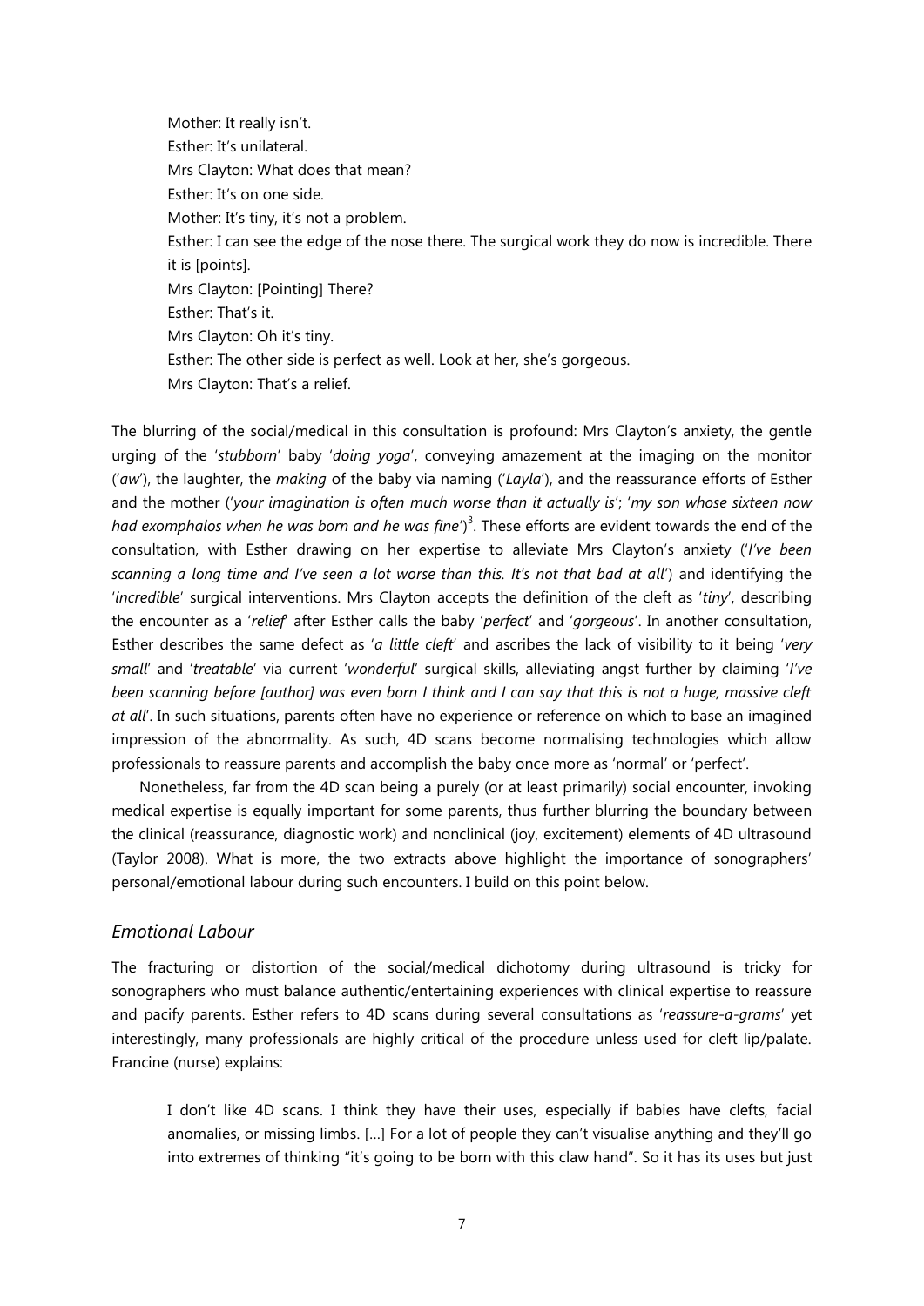Mother: It really isn't.  
Esther: It's unilateral.  
Mrs Clayton: What does that mean?  
Esther: It's on one side.  
Mother: It's tiny, it's not a problem.  
Esther: I can see the edge of the nose there. The surgical work they do now is incredible. There it is [points].  
Mrs Clayton: [Pointing] There?  
Esther: That's it.  
Mrs Clayton: Oh it's tiny.  
Esther: The other side is perfect as well. Look at her, she's gorgeous.  
Mrs Clayton: That's a relief.

The blurring of the social/medical in this consultation is profound: Mrs Clayton's anxiety, the gentle urging of the '*stubborn*' baby '*doing yoga*', conveying amazement at the imaging on the monitor ('*aw*'), the laughter, the *making* of the baby via naming ('*Layla*'), and the reassurance efforts of Esther and the mother ('*your imagination is often much worse than it actually is*'; '*my son whose sixteen now had exomphalos when he was born and he was fine*')[3]. These efforts are evident towards the end of the consultation, with Esther drawing on her expertise to alleviate Mrs Clayton's anxiety ('*I've been scanning a long time and I've seen a lot worse than this. It's not that bad at all*') and identifying the '*incredible*' surgical interventions. Mrs Clayton accepts the definition of the cleft as '*tiny*', describing the encounter as a '*relief*' after Esther calls the baby '*perfect*' and '*gorgeous*'. In another consultation, Esther describes the same defect as '*a little cleft*' and ascribes the lack of visibility to it being '*very small*' and '*treatable*' via current '*wonderful*' surgical skills, alleviating angst further by claiming '*I've been scanning before [author] was even born I think and I can say that this is not a huge, massive cleft at all*'. In such situations, parents often have no experience or reference on which to base an imagined impression of the abnormality. As such, 4D scans become normalising technologies which allow professionals to reassure parents and accomplish the baby once more as 'normal' or 'perfect'.

Nonetheless, far from the 4D scan being a purely (or at least primarily) social encounter, invoking medical expertise is equally important for some parents, thus further blurring the boundary between the clinical (reassurance, diagnostic work) and nonclinical (joy, excitement) elements of 4D ultrasound (Taylor 2008). What is more, the two extracts above highlight the importance of sonographers' personal/emotional labour during such encounters. I build on this point below.

### *Emotional Labour*

The fracturing or distortion of the social/medical dichotomy during ultrasound is tricky for sonographers who must balance authentic/entertaining experiences with clinical expertise to reassure and pacify parents. Esther refers to 4D scans during several consultations as '*reassure-a-grams*' yet interestingly, many professionals are highly critical of the procedure unless used for cleft lip/palate. Francine (nurse) explains:

> I don't like 4D scans. I think they have their uses, especially if babies have clefts, facial anomalies, or missing limbs. […] For a lot of people they can't visualise anything and they'll go into extremes of thinking "it's going to be born with this claw hand". So it has its uses but just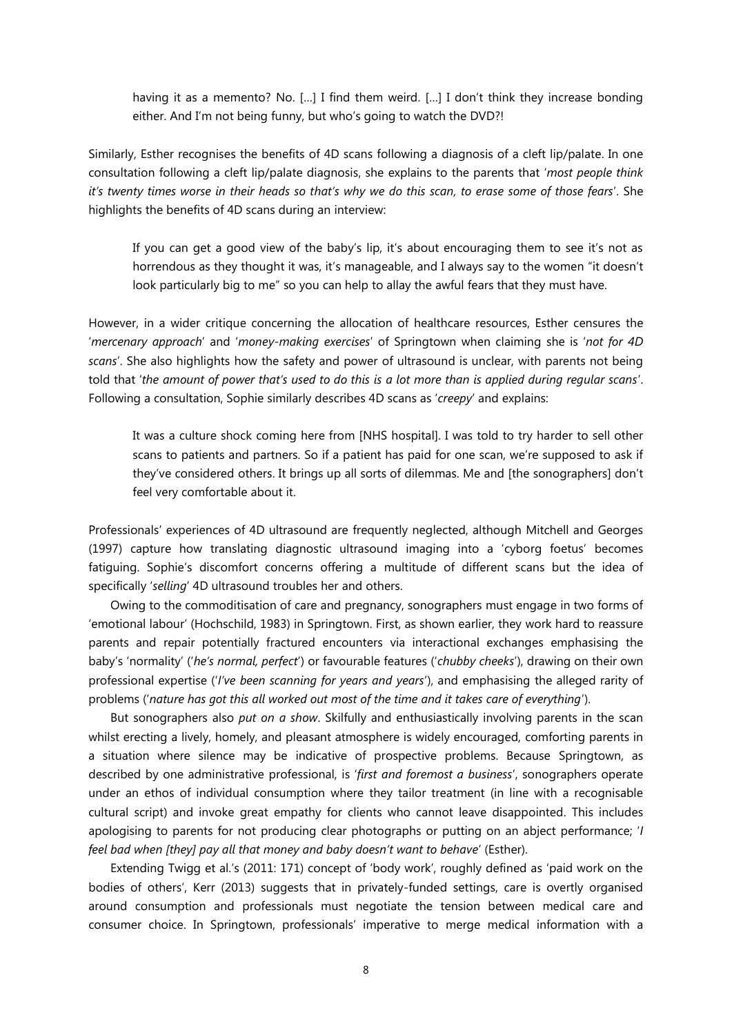> having it as a memento? No. […] I find them weird. […] I don't think they increase bonding either. And I'm not being funny, but who's going to watch the DVD?!

Similarly, Esther recognises the benefits of 4D scans following a diagnosis of a cleft lip/palate. In one consultation following a cleft lip/palate diagnosis, she explains to the parents that '*most people think it's twenty times worse in their heads so that's why we do this scan, to erase some of those fears*'. She highlights the benefits of 4D scans during an interview:

> If you can get a good view of the baby's lip, it's about encouraging them to see it's not as horrendous as they thought it was, it's manageable, and I always say to the women "it doesn't look particularly big to me" so you can help to allay the awful fears that they must have.

However, in a wider critique concerning the allocation of healthcare resources, Esther censures the '*mercenary approach*' and '*money-making exercises*' of Springtown when claiming she is '*not for 4D scans*'. She also highlights how the safety and power of ultrasound is unclear, with parents not being told that '*the amount of power that's used to do this is a lot more than is applied during regular scans*'. Following a consultation, Sophie similarly describes 4D scans as '*creepy*' and explains:

> It was a culture shock coming here from [NHS hospital]. I was told to try harder to sell other scans to patients and partners. So if a patient has paid for one scan, we're supposed to ask if they've considered others. It brings up all sorts of dilemmas. Me and [the sonographers] don't feel very comfortable about it.

Professionals' experiences of 4D ultrasound are frequently neglected, although Mitchell and Georges (1997) capture how translating diagnostic ultrasound imaging into a 'cyborg foetus' becomes fatiguing. Sophie's discomfort concerns offering a multitude of different scans but the idea of specifically '*selling*' 4D ultrasound troubles her and others.

Owing to the commoditisation of care and pregnancy, sonographers must engage in two forms of 'emotional labour' (Hochschild, 1983) in Springtown. First, as shown earlier, they work hard to reassure parents and repair potentially fractured encounters via interactional exchanges emphasising the baby's 'normality' ('*he's normal, perfect*') or favourable features ('*chubby cheeks*'), drawing on their own professional expertise ('*I've been scanning for years and years*'), and emphasising the alleged rarity of problems ('*nature has got this all worked out most of the time and it takes care of everything*').

But sonographers also *put on a show*. Skilfully and enthusiastically involving parents in the scan whilst erecting a lively, homely, and pleasant atmosphere is widely encouraged, comforting parents in a situation where silence may be indicative of prospective problems. Because Springtown, as described by one administrative professional, is '*first and foremost a business*', sonographers operate under an ethos of individual consumption where they tailor treatment (in line with a recognisable cultural script) and invoke great empathy for clients who cannot leave disappointed. This includes apologising to parents for not producing clear photographs or putting on an abject performance; '*I feel bad when [they] pay all that money and baby doesn't want to behave*' (Esther).

Extending Twigg et al.'s (2011: 171) concept of 'body work', roughly defined as 'paid work on the bodies of others', Kerr (2013) suggests that in privately-funded settings, care is overtly organised around consumption and professionals must negotiate the tension between medical care and consumer choice. In Springtown, professionals' imperative to merge medical information with a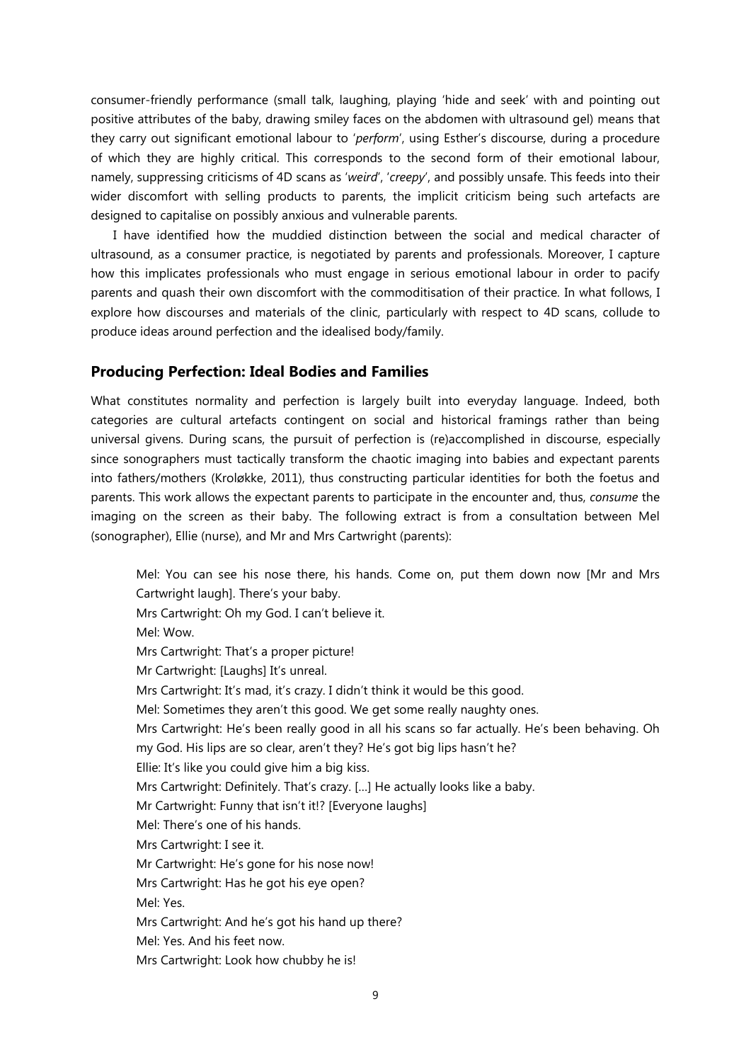consumer-friendly performance (small talk, laughing, playing 'hide and seek' with and pointing out positive attributes of the baby, drawing smiley faces on the abdomen with ultrasound gel) means that they carry out significant emotional labour to '*perform*', using Esther's discourse, during a procedure of which they are highly critical. This corresponds to the second form of their emotional labour, namely, suppressing criticisms of 4D scans as '*weird*', '*creepy*', and possibly unsafe. This feeds into their wider discomfort with selling products to parents, the implicit criticism being such artefacts are designed to capitalise on possibly anxious and vulnerable parents.

I have identified how the muddied distinction between the social and medical character of ultrasound, as a consumer practice, is negotiated by parents and professionals. Moreover, I capture how this implicates professionals who must engage in serious emotional labour in order to pacify parents and quash their own discomfort with the commoditisation of their practice. In what follows, I explore how discourses and materials of the clinic, particularly with respect to 4D scans, collude to produce ideas around perfection and the idealised body/family.

## Producing Perfection: Ideal Bodies and Families

What constitutes normality and perfection is largely built into everyday language. Indeed, both categories are cultural artefacts contingent on social and historical framings rather than being universal givens. During scans, the pursuit of perfection is (re)accomplished in discourse, especially since sonographers must tactically transform the chaotic imaging into babies and expectant parents into fathers/mothers (Kroløkke, 2011), thus constructing particular identities for both the foetus and parents. This work allows the expectant parents to participate in the encounter and, thus, *consume* the imaging on the screen as their baby. The following extract is from a consultation between Mel (sonographer), Ellie (nurse), and Mr and Mrs Cartwright (parents):

> Mel: You can see his nose there, his hands. Come on, put them down now [Mr and Mrs Cartwright laugh]. There's your baby.
> Mrs Cartwright: Oh my God. I can't believe it.
> Mel: Wow.
> Mrs Cartwright: That's a proper picture!
> Mr Cartwright: [Laughs] It's unreal.
> Mrs Cartwright: It's mad, it's crazy. I didn't think it would be this good.
> Mel: Sometimes they aren't this good. We get some really naughty ones.
> Mrs Cartwright: He's been really good in all his scans so far actually. He's been behaving. Oh my God. His lips are so clear, aren't they? He's got big lips hasn't he?
> Ellie: It's like you could give him a big kiss.
> Mrs Cartwright: Definitely. That's crazy. [...] He actually looks like a baby.
> Mr Cartwright: Funny that isn't it!? [Everyone laughs]
> Mel: There's one of his hands.
> Mrs Cartwright: I see it.
> Mr Cartwright: He's gone for his nose now!
> Mrs Cartwright: Has he got his eye open?
> Mel: Yes.
> Mrs Cartwright: And he's got his hand up there?
> Mel: Yes. And his feet now.
> Mrs Cartwright: Look how chubby he is!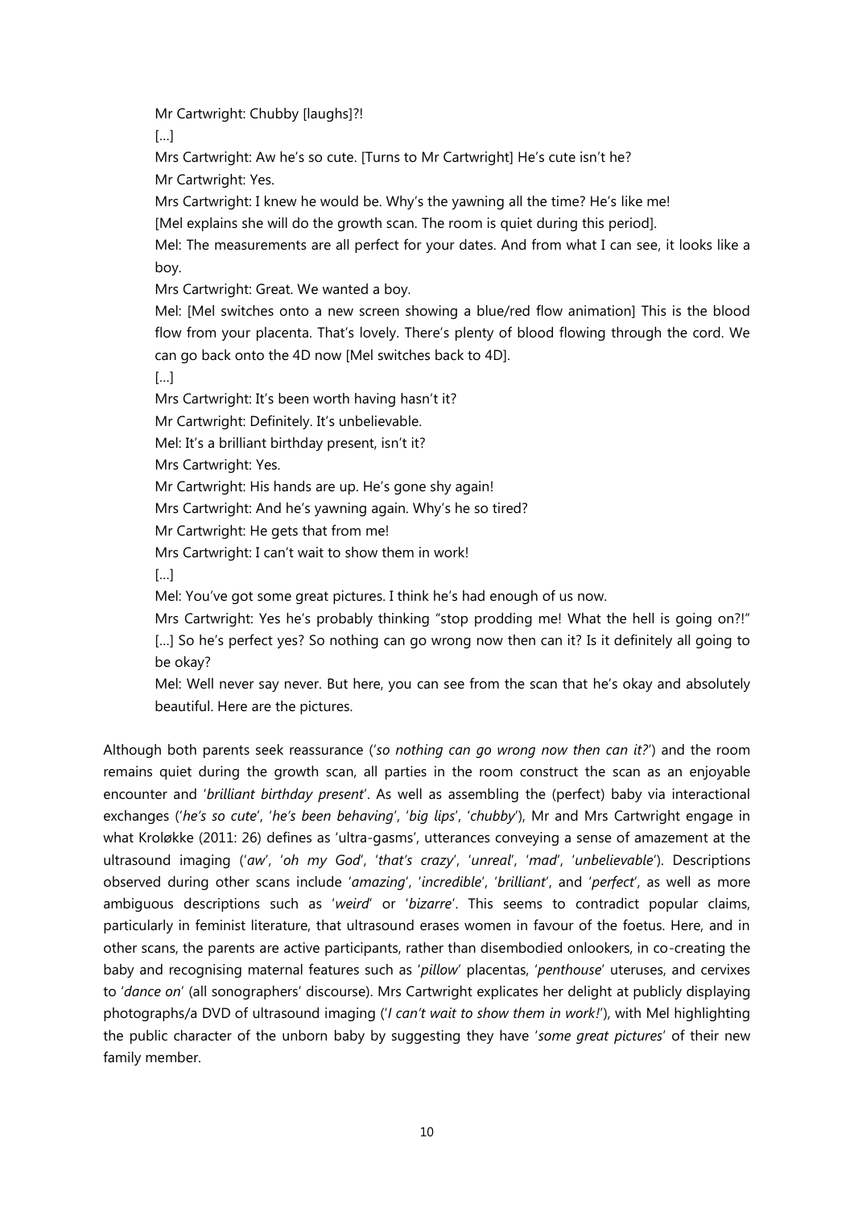Mr Cartwright: Chubby [laughs]?!

[…]

Mrs Cartwright: Aw he's so cute. [Turns to Mr Cartwright] He's cute isn't he?

Mr Cartwright: Yes.

Mrs Cartwright: I knew he would be. Why's the yawning all the time? He's like me!

[Mel explains she will do the growth scan. The room is quiet during this period].

Mel: The measurements are all perfect for your dates. And from what I can see, it looks like a boy.

Mrs Cartwright: Great. We wanted a boy.

Mel: [Mel switches onto a new screen showing a blue/red flow animation] This is the blood flow from your placenta. That's lovely. There's plenty of blood flowing through the cord. We can go back onto the 4D now [Mel switches back to 4D].

[…]

Mrs Cartwright: It's been worth having hasn't it?

Mr Cartwright: Definitely. It's unbelievable.

Mel: It's a brilliant birthday present, isn't it?

Mrs Cartwright: Yes.

Mr Cartwright: His hands are up. He's gone shy again!

Mrs Cartwright: And he's yawning again. Why's he so tired?

Mr Cartwright: He gets that from me!

Mrs Cartwright: I can't wait to show them in work!

[…]

Mel: You've got some great pictures. I think he's had enough of us now.

Mrs Cartwright: Yes he's probably thinking "stop prodding me! What the hell is going on?!" […] So he's perfect yes? So nothing can go wrong now then can it? Is it definitely all going to be okay?

Mel: Well never say never. But here, you can see from the scan that he's okay and absolutely beautiful. Here are the pictures.

Although both parents seek reassurance ('*so nothing can go wrong now then can it?*') and the room remains quiet during the growth scan, all parties in the room construct the scan as an enjoyable encounter and '*brilliant birthday present*'. As well as assembling the (perfect) baby via interactional exchanges ('*he's so cute*', '*he's been behaving*', '*big lips*', '*chubby*'), Mr and Mrs Cartwright engage in what Kroløkke (2011: 26) defines as 'ultra-gasms', utterances conveying a sense of amazement at the ultrasound imaging ('*aw*', '*oh my God*', '*that's crazy*', '*unreal*', '*mad*', '*unbelievable*'). Descriptions observed during other scans include '*amazing*', '*incredible*', '*brilliant*', and '*perfect*', as well as more ambiguous descriptions such as '*weird*' or '*bizarre*'. This seems to contradict popular claims, particularly in feminist literature, that ultrasound erases women in favour of the foetus. Here, and in other scans, the parents are active participants, rather than disembodied onlookers, in co-creating the baby and recognising maternal features such as '*pillow*' placentas, '*penthouse*' uteruses, and cervixes to '*dance on*' (all sonographers' discourse). Mrs Cartwright explicates her delight at publicly displaying photographs/a DVD of ultrasound imaging ('*I can't wait to show them in work!*'), with Mel highlighting the public character of the unborn baby by suggesting they have '*some great pictures*' of their new family member.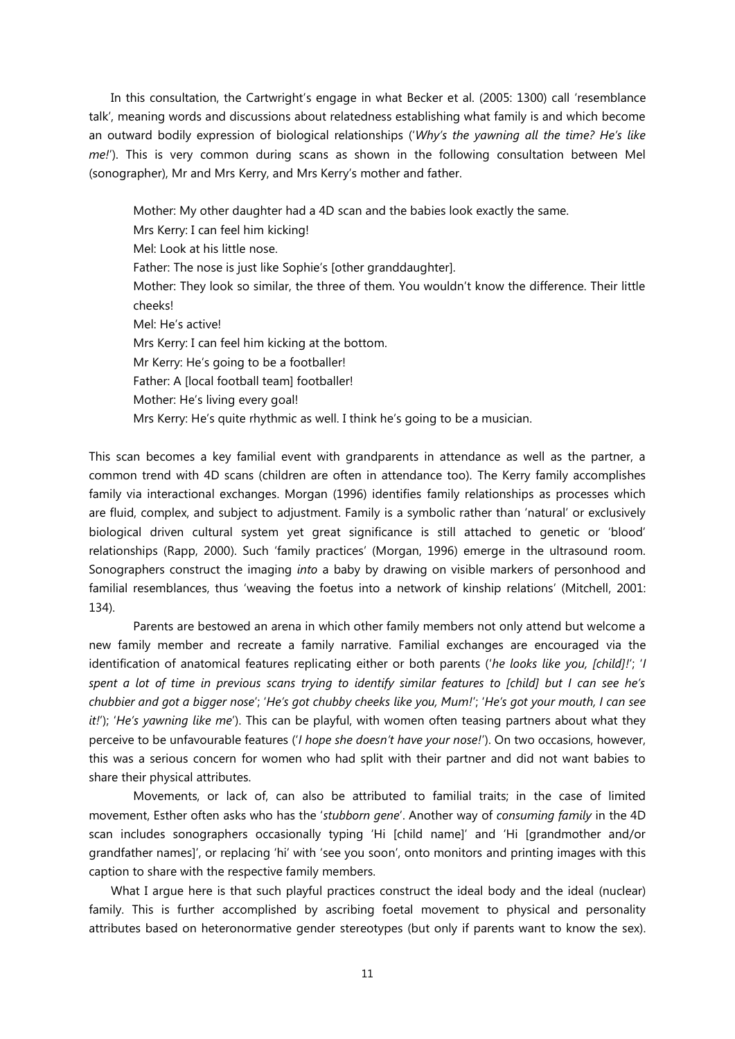In this consultation, the Cartwright's engage in what Becker et al. (2005: 1300) call 'resemblance talk', meaning words and discussions about relatedness establishing what family is and which become an outward bodily expression of biological relationships ('*Why's the yawning all the time? He's like me!*'). This is very common during scans as shown in the following consultation between Mel (sonographer), Mr and Mrs Kerry, and Mrs Kerry's mother and father.

> Mother: My other daughter had a 4D scan and the babies look exactly the same.
> Mrs Kerry: I can feel him kicking!
> Mel: Look at his little nose.
> Father: The nose is just like Sophie's [other granddaughter].
> Mother: They look so similar, the three of them. You wouldn't know the difference. Their little cheeks!
> Mel: He's active!
> Mrs Kerry: I can feel him kicking at the bottom.
> Mr Kerry: He's going to be a footballer!
> Father: A [local football team] footballer!
> Mother: He's living every goal!
> Mrs Kerry: He's quite rhythmic as well. I think he's going to be a musician.

This scan becomes a key familial event with grandparents in attendance as well as the partner, a common trend with 4D scans (children are often in attendance too). The Kerry family accomplishes family via interactional exchanges. Morgan (1996) identifies family relationships as processes which are fluid, complex, and subject to adjustment. Family is a symbolic rather than 'natural' or exclusively biological driven cultural system yet great significance is still attached to genetic or 'blood' relationships (Rapp, 2000). Such 'family practices' (Morgan, 1996) emerge in the ultrasound room. Sonographers construct the imaging *into* a baby by drawing on visible markers of personhood and familial resemblances, thus 'weaving the foetus into a network of kinship relations' (Mitchell, 2001: 134).

Parents are bestowed an arena in which other family members not only attend but welcome a new family member and recreate a family narrative. Familial exchanges are encouraged via the identification of anatomical features replicating either or both parents ('*he looks like you, [child]!*'; '*I spent a lot of time in previous scans trying to identify similar features to [child] but I can see he's chubbier and got a bigger nose*'; '*He's got chubby cheeks like you, Mum!*'; '*He's got your mouth, I can see it!*'); '*He's yawning like me*'). This can be playful, with women often teasing partners about what they perceive to be unfavourable features ('*I hope she doesn't have your nose!*'). On two occasions, however, this was a serious concern for women who had split with their partner and did not want babies to share their physical attributes.

Movements, or lack of, can also be attributed to familial traits; in the case of limited movement, Esther often asks who has the '*stubborn gene*'. Another way of *consuming family* in the 4D scan includes sonographers occasionally typing 'Hi [child name]' and 'Hi [grandmother and/or grandfather names]', or replacing 'hi' with 'see you soon', onto monitors and printing images with this caption to share with the respective family members.

What I argue here is that such playful practices construct the ideal body and the ideal (nuclear) family. This is further accomplished by ascribing foetal movement to physical and personality attributes based on heteronormative gender stereotypes (but only if parents want to know the sex).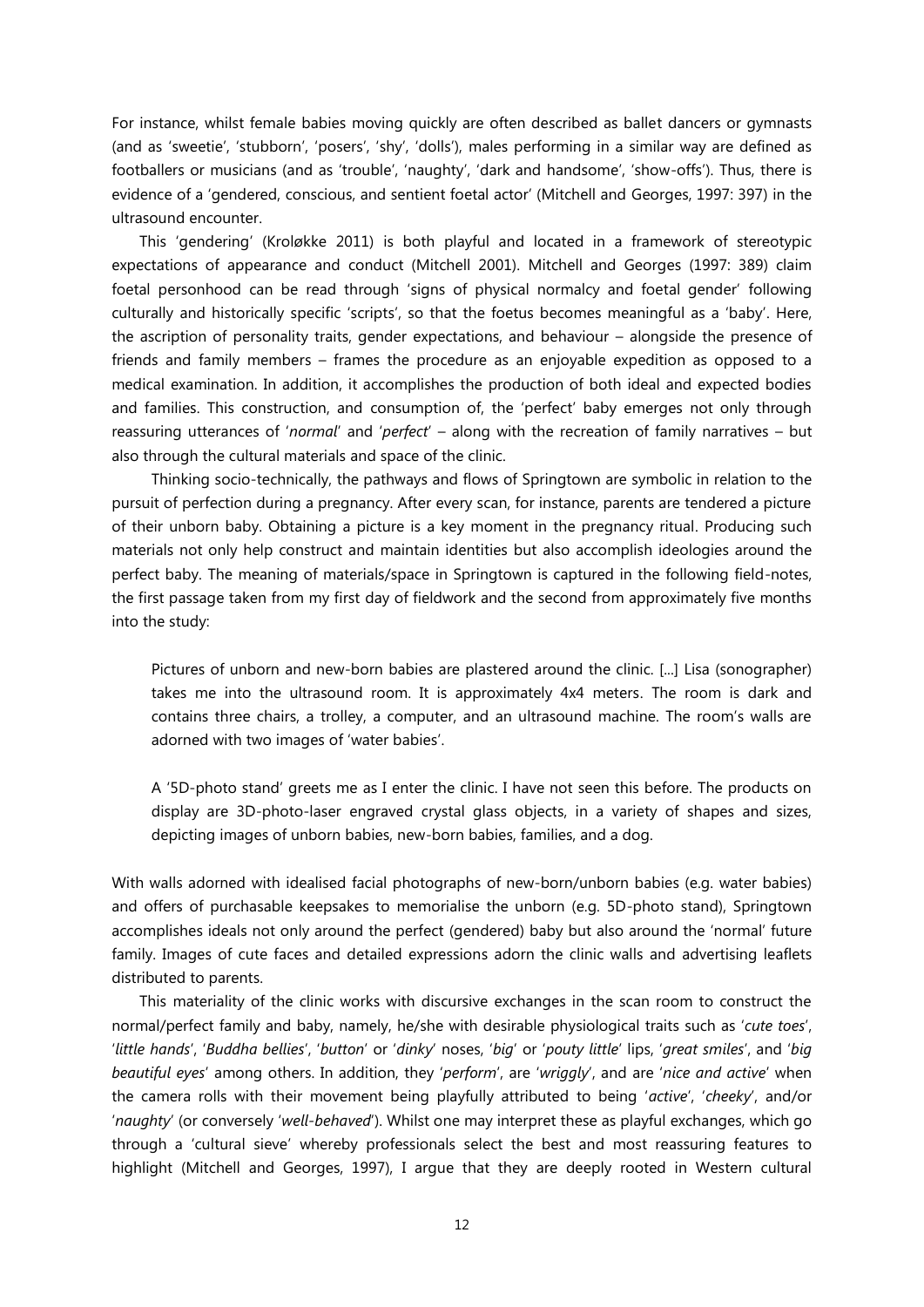For instance, whilst female babies moving quickly are often described as ballet dancers or gymnasts (and as 'sweetie', 'stubborn', 'posers', 'shy', 'dolls'), males performing in a similar way are defined as footballers or musicians (and as 'trouble', 'naughty', 'dark and handsome', 'show-offs'). Thus, there is evidence of a 'gendered, conscious, and sentient foetal actor' (Mitchell and Georges, 1997: 397) in the ultrasound encounter.

This 'gendering' (Kroløkke 2011) is both playful and located in a framework of stereotypic expectations of appearance and conduct (Mitchell 2001). Mitchell and Georges (1997: 389) claim foetal personhood can be read through 'signs of physical normalcy and foetal gender' following culturally and historically specific 'scripts', so that the foetus becomes meaningful as a 'baby'. Here, the ascription of personality traits, gender expectations, and behaviour – alongside the presence of friends and family members – frames the procedure as an enjoyable expedition as opposed to a medical examination. In addition, it accomplishes the production of both ideal and expected bodies and families. This construction, and consumption of, the 'perfect' baby emerges not only through reassuring utterances of '*normal*' and '*perfect*' – along with the recreation of family narratives – but also through the cultural materials and space of the clinic.

Thinking socio-technically, the pathways and flows of Springtown are symbolic in relation to the pursuit of perfection during a pregnancy. After every scan, for instance, parents are tendered a picture of their unborn baby. Obtaining a picture is a key moment in the pregnancy ritual. Producing such materials not only help construct and maintain identities but also accomplish ideologies around the perfect baby. The meaning of materials/space in Springtown is captured in the following field-notes, the first passage taken from my first day of fieldwork and the second from approximately five months into the study:

> Pictures of unborn and new-born babies are plastered around the clinic. [...] Lisa (sonographer) takes me into the ultrasound room. It is approximately 4x4 meters. The room is dark and contains three chairs, a trolley, a computer, and an ultrasound machine. The room's walls are adorned with two images of 'water babies'.
>
> A '5D-photo stand' greets me as I enter the clinic. I have not seen this before. The products on display are 3D-photo-laser engraved crystal glass objects, in a variety of shapes and sizes, depicting images of unborn babies, new-born babies, families, and a dog.

With walls adorned with idealised facial photographs of new-born/unborn babies (e.g. water babies) and offers of purchasable keepsakes to memorialise the unborn (e.g. 5D-photo stand), Springtown accomplishes ideals not only around the perfect (gendered) baby but also around the 'normal' future family. Images of cute faces and detailed expressions adorn the clinic walls and advertising leaflets distributed to parents.

This materiality of the clinic works with discursive exchanges in the scan room to construct the normal/perfect family and baby, namely, he/she with desirable physiological traits such as '*cute toes*', '*little hands*', '*Buddha bellies*', '*button*' or '*dinky*' noses, '*big*' or '*pouty little*' lips, '*great smiles*', and '*big beautiful eyes*' among others. In addition, they '*perform*', are '*wriggly*', and are '*nice and active*' when the camera rolls with their movement being playfully attributed to being '*active*', '*cheeky*', and/or '*naughty*' (or conversely '*well-behaved*'). Whilst one may interpret these as playful exchanges, which go through a 'cultural sieve' whereby professionals select the best and most reassuring features to highlight (Mitchell and Georges, 1997), I argue that they are deeply rooted in Western cultural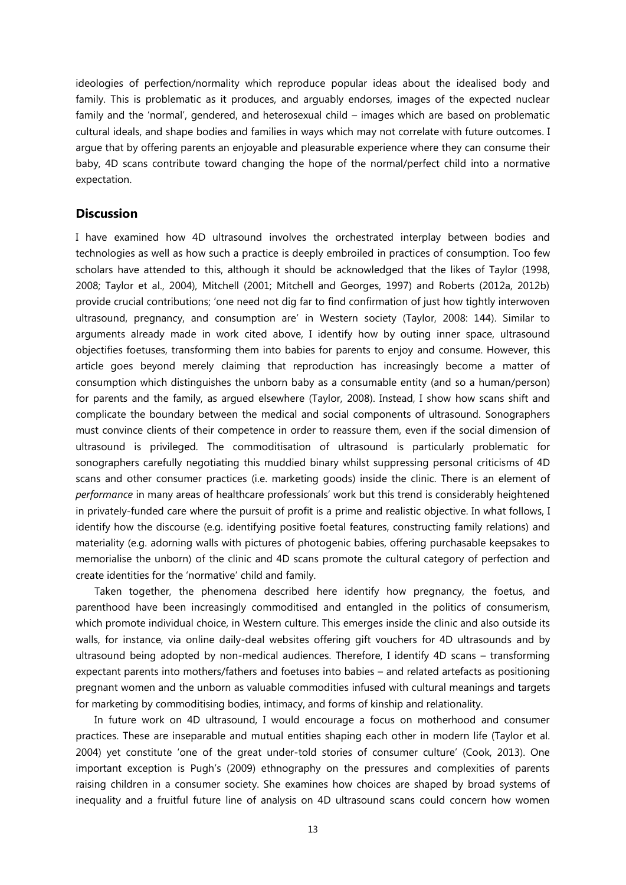ideologies of perfection/normality which reproduce popular ideas about the idealised body and family. This is problematic as it produces, and arguably endorses, images of the expected nuclear family and the 'normal', gendered, and heterosexual child – images which are based on problematic cultural ideals, and shape bodies and families in ways which may not correlate with future outcomes. I argue that by offering parents an enjoyable and pleasurable experience where they can consume their baby, 4D scans contribute toward changing the hope of the normal/perfect child into a normative expectation.

## Discussion

I have examined how 4D ultrasound involves the orchestrated interplay between bodies and technologies as well as how such a practice is deeply embroiled in practices of consumption. Too few scholars have attended to this, although it should be acknowledged that the likes of Taylor (1998, 2008; Taylor et al., 2004), Mitchell (2001; Mitchell and Georges, 1997) and Roberts (2012a, 2012b) provide crucial contributions; 'one need not dig far to find confirmation of just how tightly interwoven ultrasound, pregnancy, and consumption are' in Western society (Taylor, 2008: 144). Similar to arguments already made in work cited above, I identify how by outing inner space, ultrasound objectifies foetuses, transforming them into babies for parents to enjoy and consume. However, this article goes beyond merely claiming that reproduction has increasingly become a matter of consumption which distinguishes the unborn baby as a consumable entity (and so a human/person) for parents and the family, as argued elsewhere (Taylor, 2008). Instead, I show how scans shift and complicate the boundary between the medical and social components of ultrasound. Sonographers must convince clients of their competence in order to reassure them, even if the social dimension of ultrasound is privileged. The commoditisation of ultrasound is particularly problematic for sonographers carefully negotiating this muddied binary whilst suppressing personal criticisms of 4D scans and other consumer practices (i.e. marketing goods) inside the clinic. There is an element of *performance* in many areas of healthcare professionals' work but this trend is considerably heightened in privately-funded care where the pursuit of profit is a prime and realistic objective. In what follows, I identify how the discourse (e.g. identifying positive foetal features, constructing family relations) and materiality (e.g. adorning walls with pictures of photogenic babies, offering purchasable keepsakes to memorialise the unborn) of the clinic and 4D scans promote the cultural category of perfection and create identities for the 'normative' child and family.

Taken together, the phenomena described here identify how pregnancy, the foetus, and parenthood have been increasingly commoditised and entangled in the politics of consumerism, which promote individual choice, in Western culture. This emerges inside the clinic and also outside its walls, for instance, via online daily-deal websites offering gift vouchers for 4D ultrasounds and by ultrasound being adopted by non-medical audiences. Therefore, I identify 4D scans – transforming expectant parents into mothers/fathers and foetuses into babies – and related artefacts as positioning pregnant women and the unborn as valuable commodities infused with cultural meanings and targets for marketing by commoditising bodies, intimacy, and forms of kinship and relationality.

In future work on 4D ultrasound, I would encourage a focus on motherhood and consumer practices. These are inseparable and mutual entities shaping each other in modern life (Taylor et al. 2004) yet constitute 'one of the great under-told stories of consumer culture' (Cook, 2013). One important exception is Pugh's (2009) ethnography on the pressures and complexities of parents raising children in a consumer society. She examines how choices are shaped by broad systems of inequality and a fruitful future line of analysis on 4D ultrasound scans could concern how women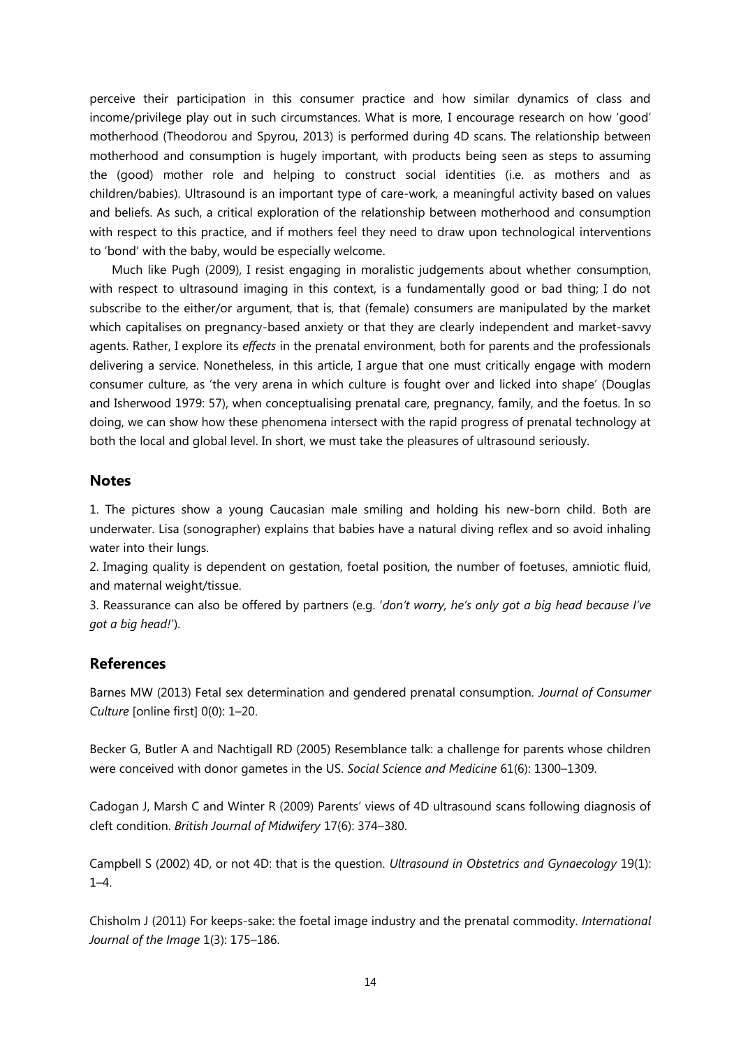perceive their participation in this consumer practice and how similar dynamics of class and income/privilege play out in such circumstances. What is more, I encourage research on how 'good' motherhood (Theodorou and Spyrou, 2013) is performed during 4D scans. The relationship between motherhood and consumption is hugely important, with products being seen as steps to assuming the (good) mother role and helping to construct social identities (i.e. as mothers and as children/babies). Ultrasound is an important type of care-work, a meaningful activity based on values and beliefs. As such, a critical exploration of the relationship between motherhood and consumption with respect to this practice, and if mothers feel they need to draw upon technological interventions to 'bond' with the baby, would be especially welcome.

Much like Pugh (2009), I resist engaging in moralistic judgements about whether consumption, with respect to ultrasound imaging in this context, is a fundamentally good or bad thing; I do not subscribe to the either/or argument, that is, that (female) consumers are manipulated by the market which capitalises on pregnancy-based anxiety or that they are clearly independent and market-savvy agents. Rather, I explore its *effects* in the prenatal environment, both for parents and the professionals delivering a service. Nonetheless, in this article, I argue that one must critically engage with modern consumer culture, as 'the very arena in which culture is fought over and licked into shape' (Douglas and Isherwood 1979: 57), when conceptualising prenatal care, pregnancy, family, and the foetus. In so doing, we can show how these phenomena intersect with the rapid progress of prenatal technology at both the local and global level. In short, we must take the pleasures of ultrasound seriously.

## Notes

1. The pictures show a young Caucasian male smiling and holding his new-born child. Both are underwater. Lisa (sonographer) explains that babies have a natural diving reflex and so avoid inhaling water into their lungs.
2. Imaging quality is dependent on gestation, foetal position, the number of foetuses, amniotic fluid, and maternal weight/tissue.
3. Reassurance can also be offered by partners (e.g. '*don't worry, he's only got a big head because I've got a big head!*').

## References

Barnes MW (2013) Fetal sex determination and gendered prenatal consumption. *Journal of Consumer Culture* [online first] 0(0): 1–20.

Becker G, Butler A and Nachtigall RD (2005) Resemblance talk: a challenge for parents whose children were conceived with donor gametes in the US. *Social Science and Medicine* 61(6): 1300–1309.

Cadogan J, Marsh C and Winter R (2009) Parents' views of 4D ultrasound scans following diagnosis of cleft condition. *British Journal of Midwifery* 17(6): 374–380.

Campbell S (2002) 4D, or not 4D: that is the question. *Ultrasound in Obstetrics and Gynaecology* 19(1): 1–4.

Chisholm J (2011) For keeps-sake: the foetal image industry and the prenatal commodity. *International Journal of the Image* 1(3): 175–186.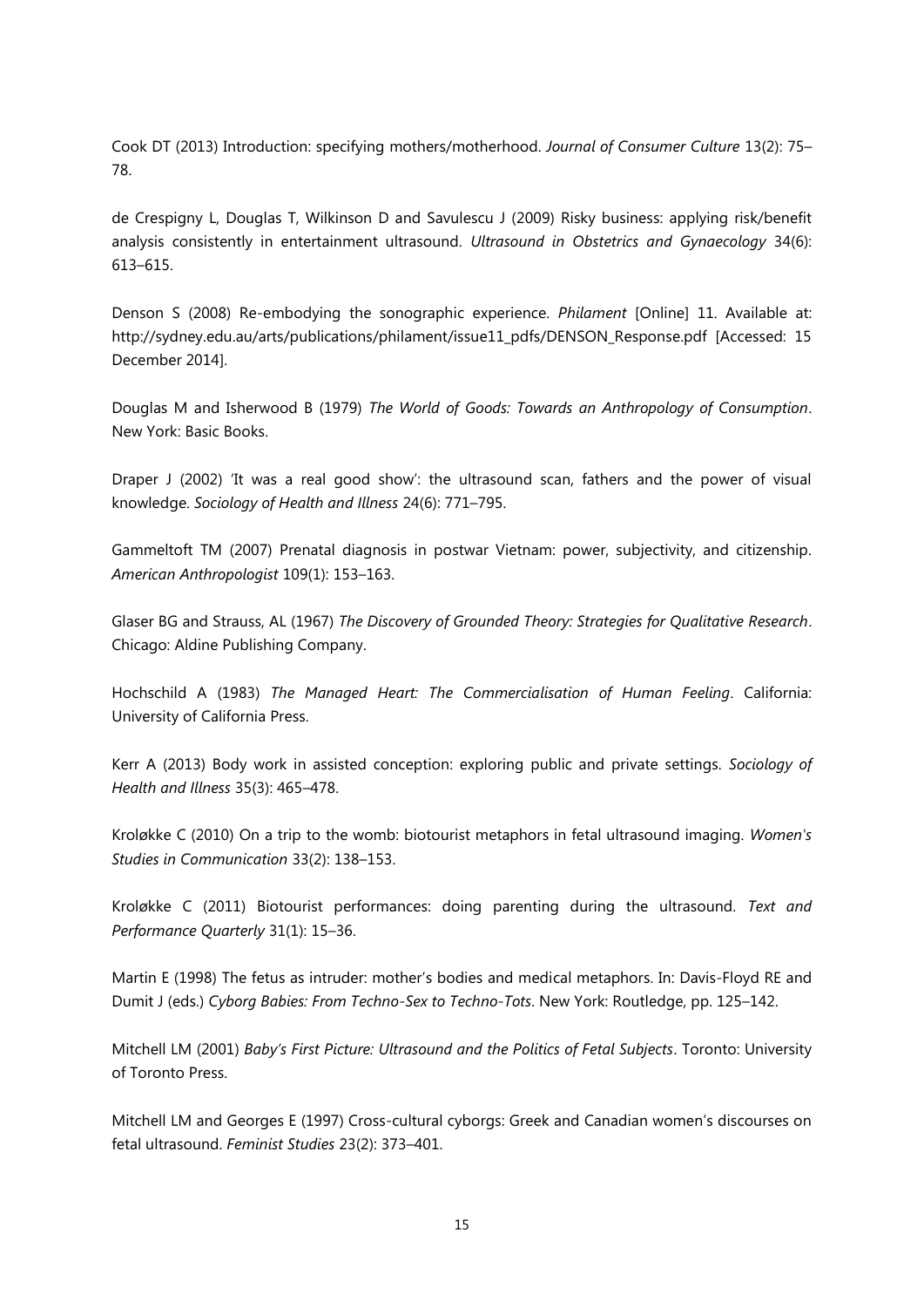Cook DT (2013) Introduction: specifying mothers/motherhood. *Journal of Consumer Culture* 13(2): 75–78.

de Crespigny L, Douglas T, Wilkinson D and Savulescu J (2009) Risky business: applying risk/benefit analysis consistently in entertainment ultrasound. *Ultrasound in Obstetrics and Gynaecology* 34(6): 613–615.

Denson S (2008) Re-embodying the sonographic experience. *Philament* [Online] 11. Available at: http://sydney.edu.au/arts/publications/philament/issue11_pdfs/DENSON_Response.pdf [Accessed: 15 December 2014].

Douglas M and Isherwood B (1979) *The World of Goods: Towards an Anthropology of Consumption*. New York: Basic Books.

Draper J (2002) 'It was a real good show': the ultrasound scan, fathers and the power of visual knowledge. *Sociology of Health and Illness* 24(6): 771–795.

Gammeltoft TM (2007) Prenatal diagnosis in postwar Vietnam: power, subjectivity, and citizenship. *American Anthropologist* 109(1): 153–163.

Glaser BG and Strauss, AL (1967) *The Discovery of Grounded Theory: Strategies for Qualitative Research*. Chicago: Aldine Publishing Company.

Hochschild A (1983) *The Managed Heart: The Commercialisation of Human Feeling*. California: University of California Press.

Kerr A (2013) Body work in assisted conception: exploring public and private settings. *Sociology of Health and Illness* 35(3): 465–478.

Kroløkke C (2010) On a trip to the womb: biotourist metaphors in fetal ultrasound imaging. *Women's Studies in Communication* 33(2): 138–153.

Kroløkke C (2011) Biotourist performances: doing parenting during the ultrasound. *Text and Performance Quarterly* 31(1): 15–36.

Martin E (1998) The fetus as intruder: mother's bodies and medical metaphors. In: Davis-Floyd RE and Dumit J (eds.) *Cyborg Babies: From Techno-Sex to Techno-Tots*. New York: Routledge, pp. 125–142.

Mitchell LM (2001) *Baby's First Picture: Ultrasound and the Politics of Fetal Subjects*. Toronto: University of Toronto Press.

Mitchell LM and Georges E (1997) Cross-cultural cyborgs: Greek and Canadian women's discourses on fetal ultrasound. *Feminist Studies* 23(2): 373–401.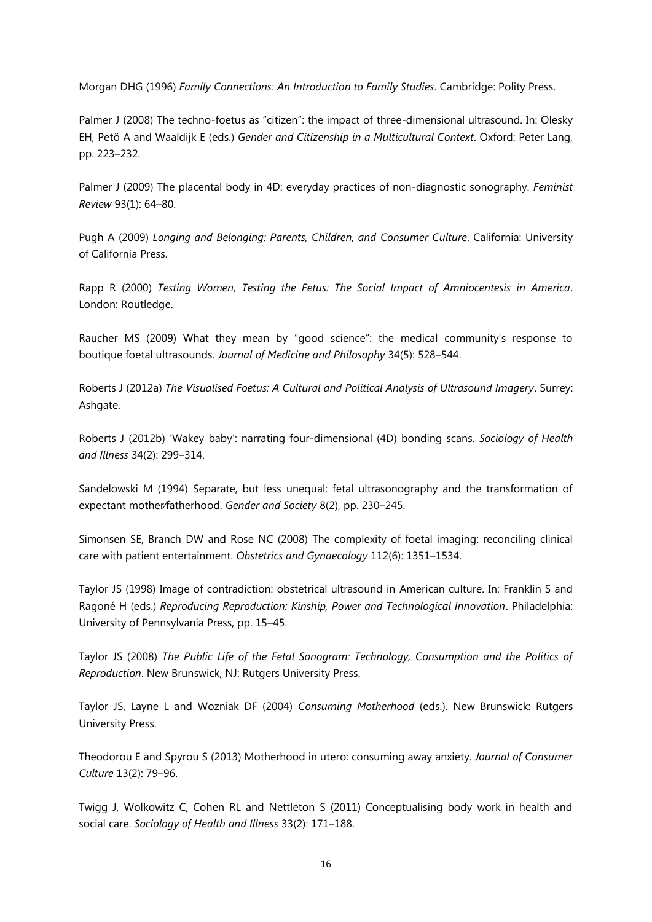Morgan DHG (1996) *Family Connections: An Introduction to Family Studies*. Cambridge: Polity Press.

Palmer J (2008) The techno-foetus as "citizen": the impact of three-dimensional ultrasound. In: Olesky EH, Petö A and Waaldijk E (eds.) *Gender and Citizenship in a Multicultural Context*. Oxford: Peter Lang, pp. 223–232.

Palmer J (2009) The placental body in 4D: everyday practices of non-diagnostic sonography. *Feminist Review* 93(1): 64–80.

Pugh A (2009) *Longing and Belonging: Parents, Children, and Consumer Culture*. California: University of California Press.

Rapp R (2000) *Testing Women, Testing the Fetus: The Social Impact of Amniocentesis in America*. London: Routledge.

Raucher MS (2009) What they mean by "good science": the medical community's response to boutique foetal ultrasounds. *Journal of Medicine and Philosophy* 34(5): 528–544.

Roberts J (2012a) *The Visualised Foetus: A Cultural and Political Analysis of Ultrasound Imagery*. Surrey: Ashgate.

Roberts J (2012b) 'Wakey baby': narrating four-dimensional (4D) bonding scans. *Sociology of Health and Illness* 34(2): 299–314.

Sandelowski M (1994) Separate, but less unequal: fetal ultrasonography and the transformation of expectant mother/fatherhood. *Gender and Society* 8(2), pp. 230–245.

Simonsen SE, Branch DW and Rose NC (2008) The complexity of foetal imaging: reconciling clinical care with patient entertainment. *Obstetrics and Gynaecology* 112(6): 1351–1534.

Taylor JS (1998) Image of contradiction: obstetrical ultrasound in American culture. In: Franklin S and Ragoné H (eds.) *Reproducing Reproduction: Kinship, Power and Technological Innovation*. Philadelphia: University of Pennsylvania Press, pp. 15–45.

Taylor JS (2008) *The Public Life of the Fetal Sonogram: Technology, Consumption and the Politics of Reproduction*. New Brunswick, NJ: Rutgers University Press.

Taylor JS, Layne L and Wozniak DF (2004) *Consuming Motherhood* (eds.). New Brunswick: Rutgers University Press.

Theodorou E and Spyrou S (2013) Motherhood in utero: consuming away anxiety. *Journal of Consumer Culture* 13(2): 79–96.

Twigg J, Wolkowitz C, Cohen RL and Nettleton S (2011) Conceptualising body work in health and social care. *Sociology of Health and Illness* 33(2): 171–188.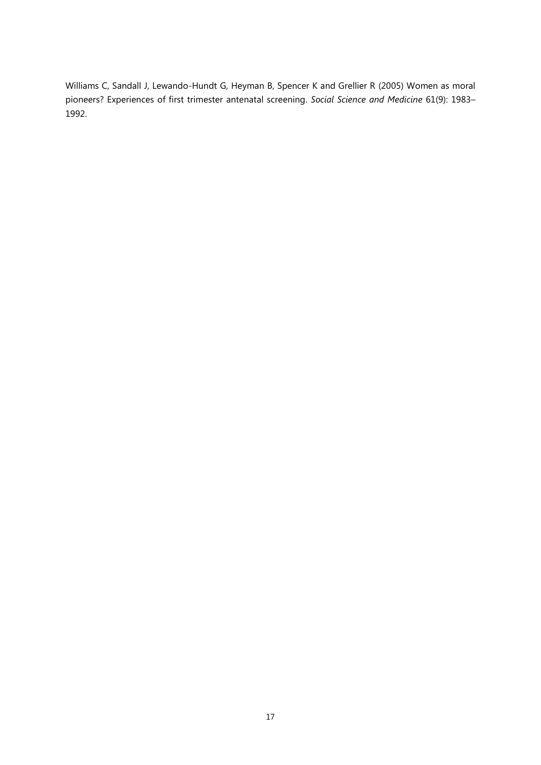Williams C, Sandall J, Lewando-Hundt G, Heyman B, Spencer K and Grellier R (2005) Women as moral pioneers? Experiences of first trimester antenatal screening. *Social Science and Medicine* 61(9): 1983–1992.